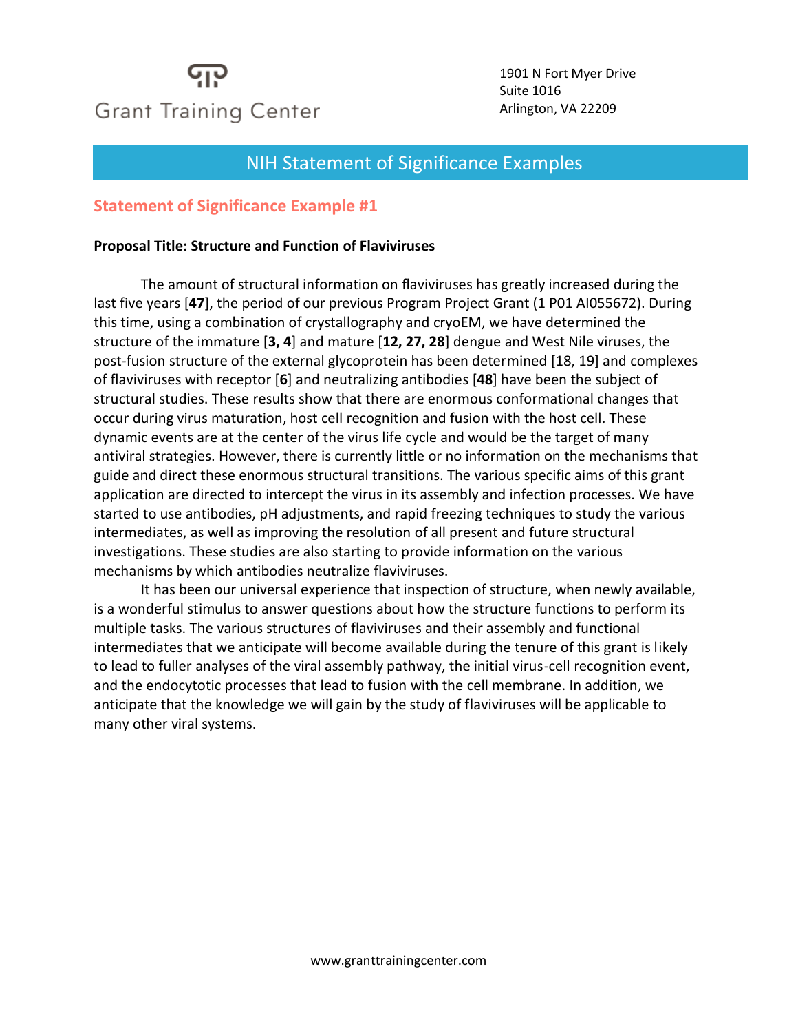Grant Training Center

1901 N Fort Myer Drive
Suite 1016
Arlington, VA 22209

# NIH Statement of Significance Examples

## Statement of Significance Example #1

**Proposal Title: Structure and Function of Flaviviruses**

The amount of structural information on flaviviruses has greatly increased during the last five years [**47**], the period of our previous Program Project Grant (1 P01 AI055672). During this time, using a combination of crystallography and cryoEM, we have determined the structure of the immature [**3, 4**] and mature [**12, 27, 28**] dengue and West Nile viruses, the post-fusion structure of the external glycoprotein has been determined [18, 19] and complexes of flaviviruses with receptor [**6**] and neutralizing antibodies [**48**] have been the subject of structural studies. These results show that there are enormous conformational changes that occur during virus maturation, host cell recognition and fusion with the host cell. These dynamic events are at the center of the virus life cycle and would be the target of many antiviral strategies. However, there is currently little or no information on the mechanisms that guide and direct these enormous structural transitions. The various specific aims of this grant application are directed to intercept the virus in its assembly and infection processes. We have started to use antibodies, pH adjustments, and rapid freezing techniques to study the various intermediates, as well as improving the resolution of all present and future structural investigations. These studies are also starting to provide information on the various mechanisms by which antibodies neutralize flaviviruses.

It has been our universal experience that inspection of structure, when newly available, is a wonderful stimulus to answer questions about how the structure functions to perform its multiple tasks. The various structures of flaviviruses and their assembly and functional intermediates that we anticipate will become available during the tenure of this grant is likely to lead to fuller analyses of the viral assembly pathway, the initial virus-cell recognition event, and the endocytotic processes that lead to fusion with the cell membrane. In addition, we anticipate that the knowledge we will gain by the study of flaviviruses will be applicable to many other viral systems.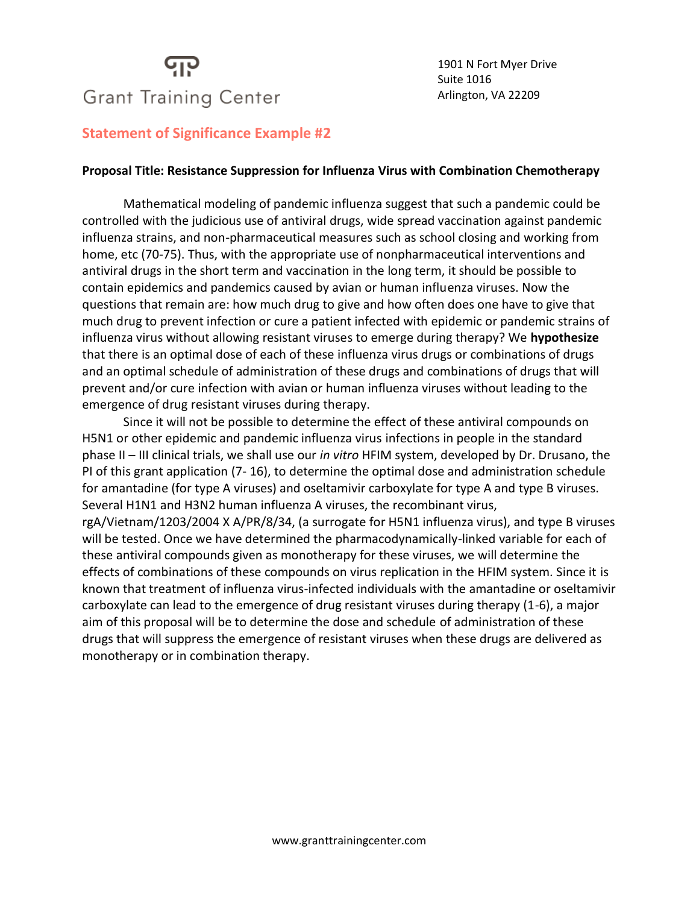# Grant Training Center

1901 N Fort Myer Drive
Suite 1016
Arlington, VA 22209

## Statement of Significance Example #2

**Proposal Title: Resistance Suppression for Influenza Virus with Combination Chemotherapy**

Mathematical modeling of pandemic influenza suggest that such a pandemic could be controlled with the judicious use of antiviral drugs, wide spread vaccination against pandemic influenza strains, and non-pharmaceutical measures such as school closing and working from home, etc (70-75). Thus, with the appropriate use of nonpharmaceutical interventions and antiviral drugs in the short term and vaccination in the long term, it should be possible to contain epidemics and pandemics caused by avian or human influenza viruses. Now the questions that remain are: how much drug to give and how often does one have to give that much drug to prevent infection or cure a patient infected with epidemic or pandemic strains of influenza virus without allowing resistant viruses to emerge during therapy? We **hypothesize** that there is an optimal dose of each of these influenza virus drugs or combinations of drugs and an optimal schedule of administration of these drugs and combinations of drugs that will prevent and/or cure infection with avian or human influenza viruses without leading to the emergence of drug resistant viruses during therapy.

Since it will not be possible to determine the effect of these antiviral compounds on H5N1 or other epidemic and pandemic influenza virus infections in people in the standard phase II – III clinical trials, we shall use our *in vitro* HFIM system, developed by Dr. Drusano, the PI of this grant application (7- 16), to determine the optimal dose and administration schedule for amantadine (for type A viruses) and oseltamivir carboxylate for type A and type B viruses. Several H1N1 and H3N2 human influenza A viruses, the recombinant virus, rgA/Vietnam/1203/2004 X A/PR/8/34, (a surrogate for H5N1 influenza virus), and type B viruses will be tested. Once we have determined the pharmacodynamically-linked variable for each of these antiviral compounds given as monotherapy for these viruses, we will determine the effects of combinations of these compounds on virus replication in the HFIM system. Since it is known that treatment of influenza virus-infected individuals with the amantadine or oseltamivir carboxylate can lead to the emergence of drug resistant viruses during therapy (1-6), a major aim of this proposal will be to determine the dose and schedule of administration of these drugs that will suppress the emergence of resistant viruses when these drugs are delivered as monotherapy or in combination therapy.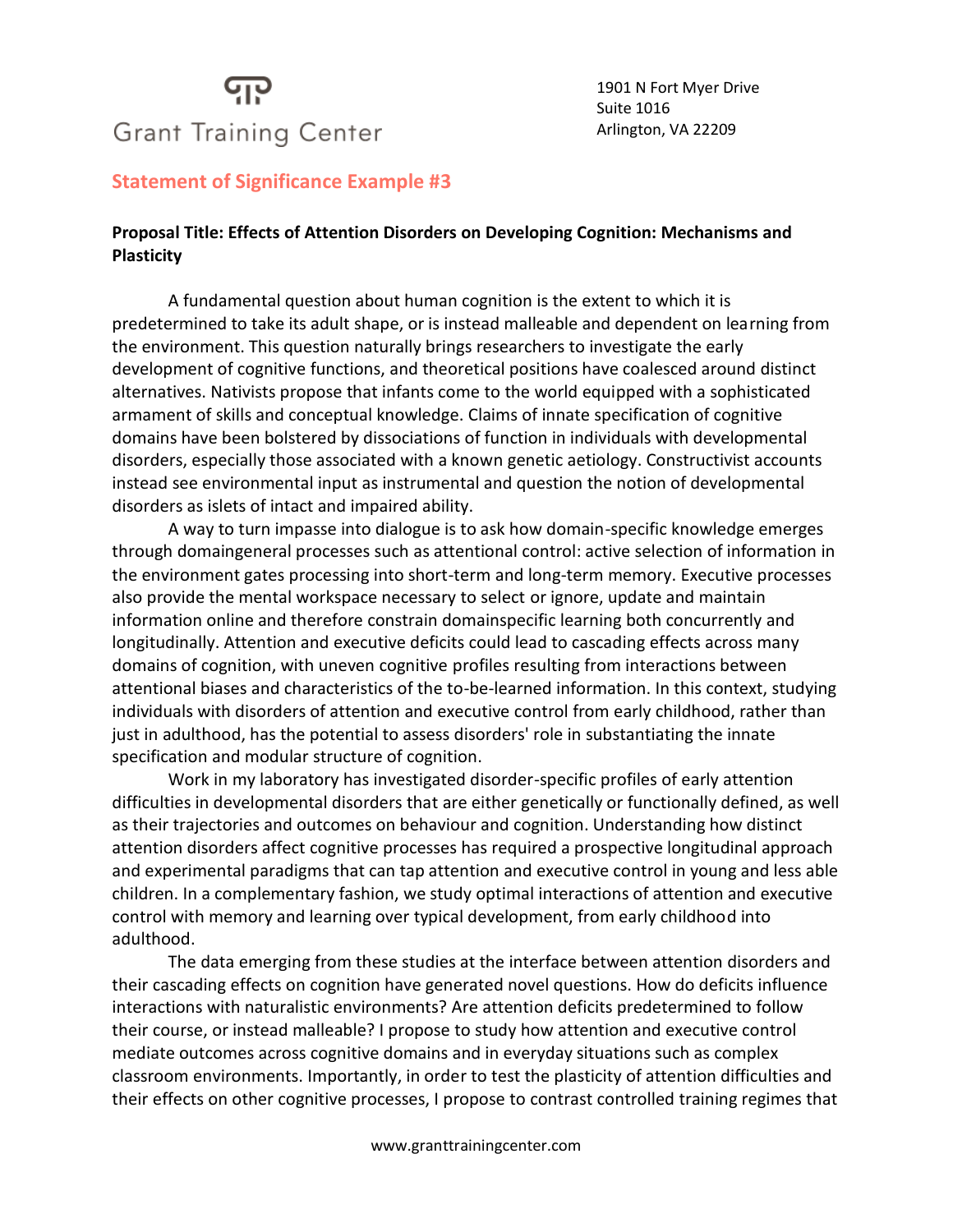## Statement of Significance Example #3

**Proposal Title: Effects of Attention Disorders on Developing Cognition: Mechanisms and Plasticity**

A fundamental question about human cognition is the extent to which it is predetermined to take its adult shape, or is instead malleable and dependent on learning from the environment. This question naturally brings researchers to investigate the early development of cognitive functions, and theoretical positions have coalesced around distinct alternatives. Nativists propose that infants come to the world equipped with a sophisticated armament of skills and conceptual knowledge. Claims of innate specification of cognitive domains have been bolstered by dissociations of function in individuals with developmental disorders, especially those associated with a known genetic aetiology. Constructivist accounts instead see environmental input as instrumental and question the notion of developmental disorders as islets of intact and impaired ability.

A way to turn impasse into dialogue is to ask how domain-specific knowledge emerges through domaingeneral processes such as attentional control: active selection of information in the environment gates processing into short-term and long-term memory. Executive processes also provide the mental workspace necessary to select or ignore, update and maintain information online and therefore constrain domainspecific learning both concurrently and longitudinally. Attention and executive deficits could lead to cascading effects across many domains of cognition, with uneven cognitive profiles resulting from interactions between attentional biases and characteristics of the to-be-learned information. In this context, studying individuals with disorders of attention and executive control from early childhood, rather than just in adulthood, has the potential to assess disorders' role in substantiating the innate specification and modular structure of cognition.

Work in my laboratory has investigated disorder-specific profiles of early attention difficulties in developmental disorders that are either genetically or functionally defined, as well as their trajectories and outcomes on behaviour and cognition. Understanding how distinct attention disorders affect cognitive processes has required a prospective longitudinal approach and experimental paradigms that can tap attention and executive control in young and less able children. In a complementary fashion, we study optimal interactions of attention and executive control with memory and learning over typical development, from early childhood into adulthood.

The data emerging from these studies at the interface between attention disorders and their cascading effects on cognition have generated novel questions. How do deficits influence interactions with naturalistic environments? Are attention deficits predetermined to follow their course, or instead malleable? I propose to study how attention and executive control mediate outcomes across cognitive domains and in everyday situations such as complex classroom environments. Importantly, in order to test the plasticity of attention difficulties and their effects on other cognitive processes, I propose to contrast controlled training regimes that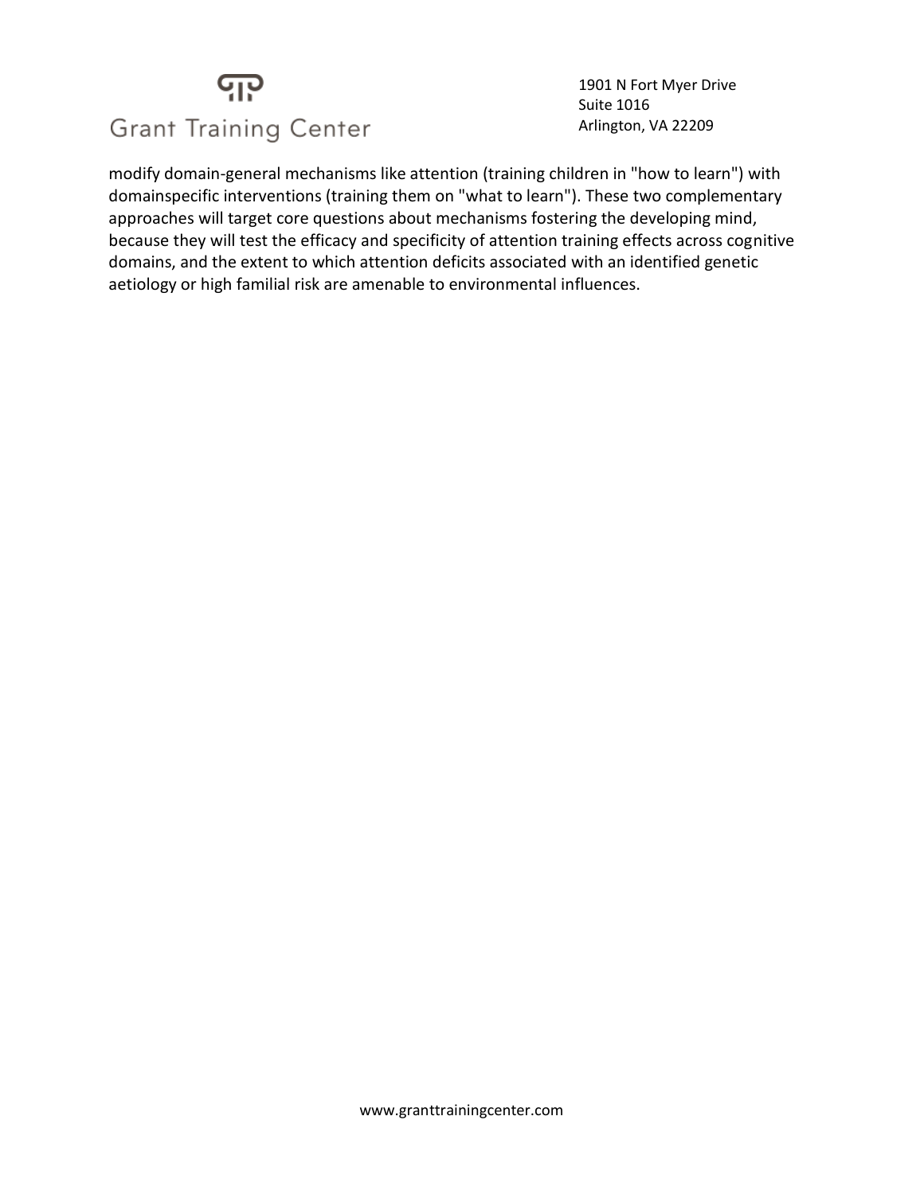modify domain-general mechanisms like attention (training children in "how to learn") with domainspecific interventions (training them on "what to learn"). These two complementary approaches will target core questions about mechanisms fostering the developing mind, because they will test the efficacy and specificity of attention training effects across cognitive domains, and the extent to which attention deficits associated with an identified genetic aetiology or high familial risk are amenable to environmental influences.